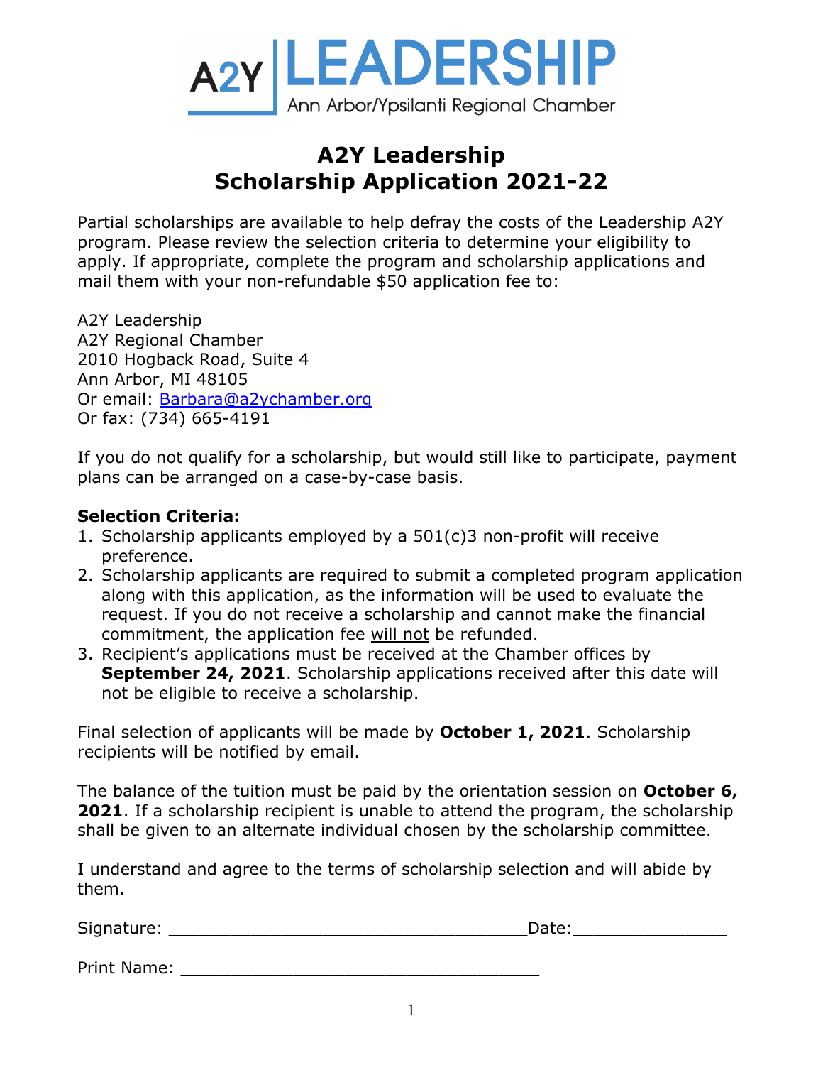A2Y LEADERSHIP
Ann Arbor/Ypsilanti Regional Chamber

# A2Y Leadership
# Scholarship Application 2021-22

Partial scholarships are available to help defray the costs of the Leadership A2Y program. Please review the selection criteria to determine your eligibility to apply. If appropriate, complete the program and scholarship applications and mail them with your non-refundable $50 application fee to:

A2Y Leadership
A2Y Regional Chamber
2010 Hogback Road, Suite 4
Ann Arbor, MI 48105
Or email: Barbara@a2ychamber.org
Or fax: (734) 665-4191

If you do not qualify for a scholarship, but would still like to participate, payment plans can be arranged on a case-by-case basis.

**Selection Criteria:**

1. Scholarship applicants employed by a 501(c)3 non-profit will receive preference.
2. Scholarship applicants are required to submit a completed program application along with this application, as the information will be used to evaluate the request. If you do not receive a scholarship and cannot make the financial commitment, the application fee will not be refunded.
3. Recipient's applications must be received at the Chamber offices by **September 24, 2021**. Scholarship applications received after this date will not be eligible to receive a scholarship.

Final selection of applicants will be made by **October 1, 2021**. Scholarship recipients will be notified by email.

The balance of the tuition must be paid by the orientation session on **October 6, 2021**. If a scholarship recipient is unable to attend the program, the scholarship shall be given to an alternate individual chosen by the scholarship committee.

I understand and agree to the terms of scholarship selection and will abide by them.

Signature: ___________________________________Date:_______________

Print Name: ___________________________________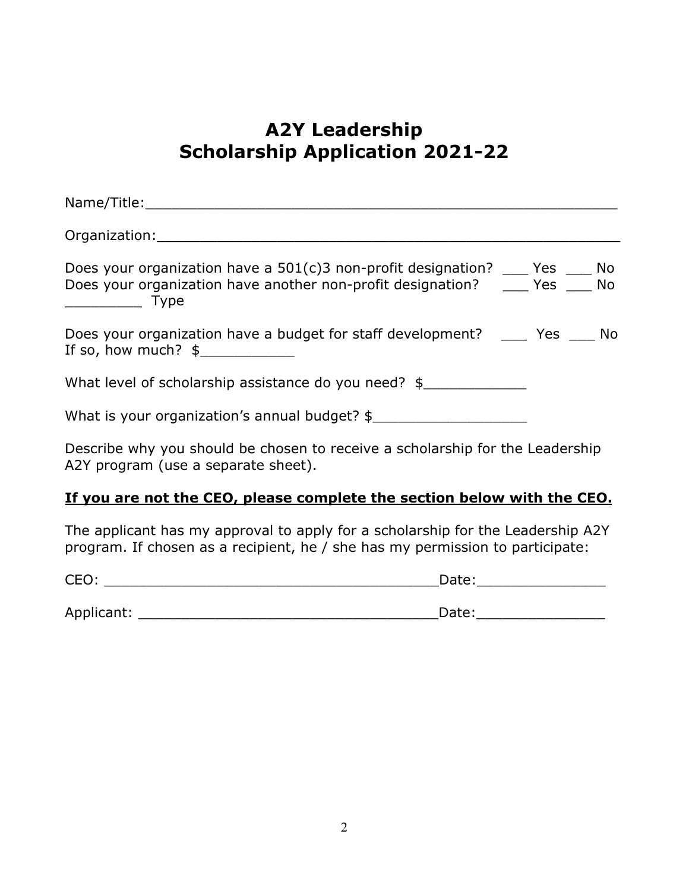# A2Y Leadership
# Scholarship Application 2021-22

Name/Title:_______________________________________________________

Organization:_____________________________________________________

Does your organization have a 501(c)3 non-profit designation? ___ Yes ___ No
Does your organization have another non-profit designation? ___ Yes ___ No
_________ Type

Does your organization have a budget for staff development? ___ Yes ___ No
If so, how much? $___________

What level of scholarship assistance do you need? $____________

What is your organization's annual budget? $__________________

Describe why you should be chosen to receive a scholarship for the Leadership A2Y program (use a separate sheet).

**<u>If you are not the CEO, please complete the section below with the CEO.</u>**

The applicant has my approval to apply for a scholarship for the Leadership A2Y program. If chosen as a recipient, he / she has my permission to participate:

CEO: ______________________________________Date:_______________

Applicant: __________________________________Date:_______________